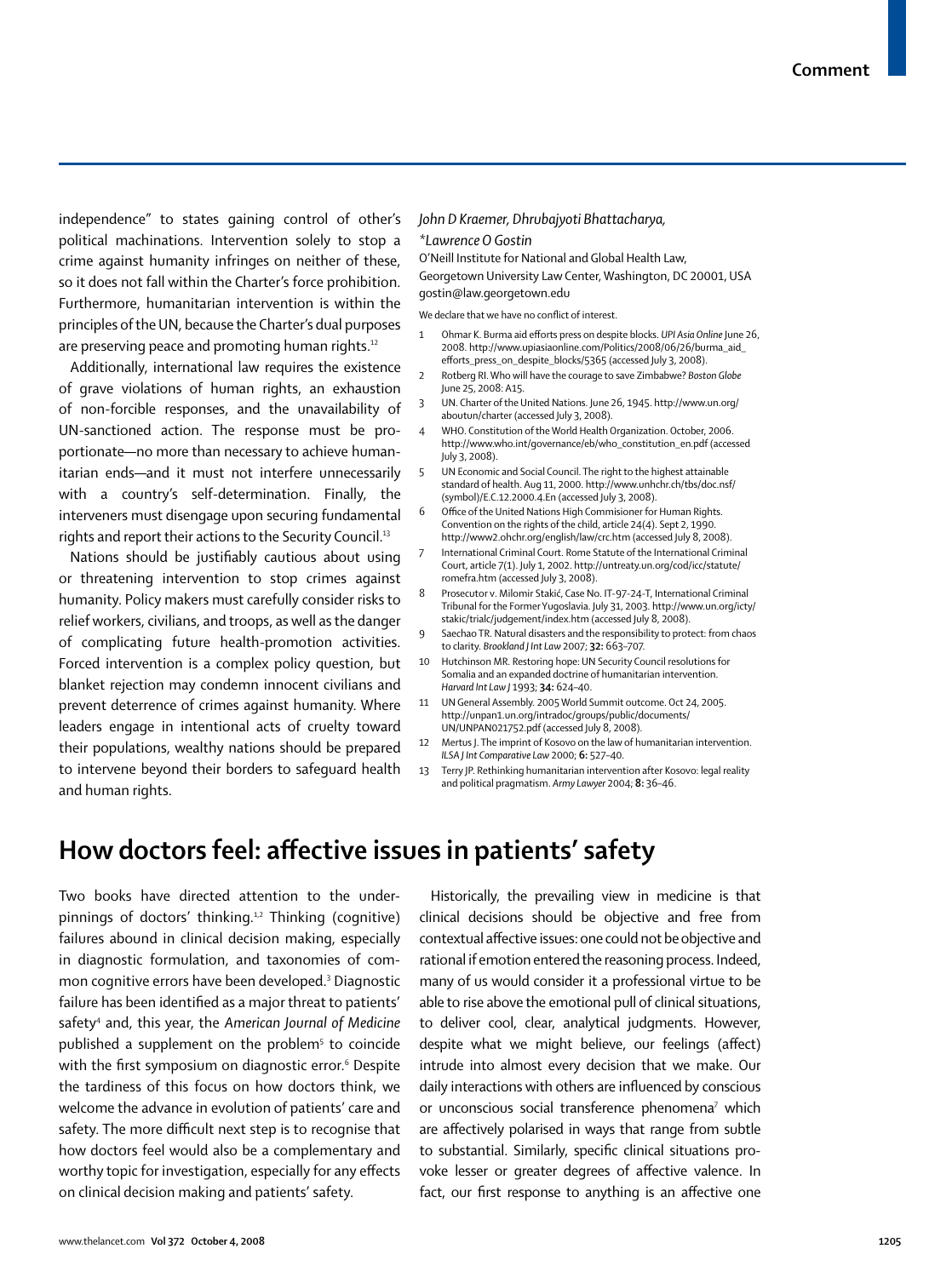independence" to states gaining control of other's political machinations. Intervention solely to stop a crime against humanity infringes on neither of these, so it does not fall within the Charter's force prohibition. Furthermore, humanitarian intervention is within the principles of the UN, because the Charter's dual purposes are preserving peace and promoting human rights.[12]

Additionally, international law requires the existence of grave violations of human rights, an exhaustion of non-forcible responses, and the unavailability of UN-sanctioned action. The response must be proportionate—no more than necessary to achieve humanitarian ends—and it must not interfere unnecessarily with a country's self-determination. Finally, the interveners must disengage upon securing fundamental rights and report their actions to the Security Council.[13]

Nations should be justifiably cautious about using or threatening intervention to stop crimes against humanity. Policy makers must carefully consider risks to relief workers, civilians, and troops, as well as the danger of complicating future health-promotion activities. Forced intervention is a complex policy question, but blanket rejection may condemn innocent civilians and prevent deterrence of crimes against humanity. Where leaders engage in intentional acts of cruelty toward their populations, wealthy nations should be prepared to intervene beyond their borders to safeguard health and human rights.

*John D Kraemer, Dhrubajyoti Bhattacharya, \*Lawrence O Gostin*

O'Neill Institute for National and Global Health Law, Georgetown University Law Center, Washington, DC 20001, USA
gostin@law.georgetown.edu

We declare that we have no conflict of interest.

1. Ohmar K. Burma aid efforts press on despite blocks. *UPI Asia Online* June 26, 2008. http://www.upiasiaonline.com/Politics/2008/06/26/burma_aid_efforts_press_on_despite_blocks/5365 (accessed July 3, 2008).
2. Rotberg RI. Who will have the courage to save Zimbabwe? *Boston Globe* June 25, 2008: A15.
3. UN. Charter of the United Nations. June 26, 1945. http://www.un.org/aboutun/charter (accessed July 3, 2008).
4. WHO. Constitution of the World Health Organization. October, 2006. http://www.who.int/governance/eb/who_constitution_en.pdf (accessed July 3, 2008).
5. UN Economic and Social Council. The right to the highest attainable standard of health. Aug 11, 2000. http://www.unhchr.ch/tbs/doc.nsf/(symbol)/E.C.12.2000.4.En (accessed July 3, 2008).
6. Office of the United Nations High Commisioner for Human Rights. Convention on the rights of the child, article 24(4). Sept 2, 1990. http://www2.ohchr.org/english/law/crc.htm (accessed July 8, 2008).
7. International Criminal Court. Rome Statute of the International Criminal Court, article 7(1). July 1, 2002. http://untreaty.un.org/cod/icc/statute/romefra.htm (accessed July 3, 2008).
8. Prosecutor v. Milomir Stakić, Case No. IT-97-24-T, International Criminal Tribunal for the Former Yugoslavia. July 31, 2003. http://www.un.org/icty/stakic/trialc/judgement/index.htm (accessed July 8, 2008).
9. Saechao TR. Natural disasters and the responsibility to protect: from chaos to clarity. *Brookland J Int Law* 2007; **32:** 663–707.
10. Hutchinson MR. Restoring hope: UN Security Council resolutions for Somalia and an expanded doctrine of humanitarian intervention. *Harvard Int Law J* 1993; **34:** 624–40.
11. UN General Assembly. 2005 World Summit outcome. Oct 24, 2005. http://unpan1.un.org/intradoc/groups/public/documents/UN/UNPAN021752.pdf (accessed July 8, 2008).
12. Mertus J. The imprint of Kosovo on the law of humanitarian intervention. *ILSA J Int Comparative Law* 2000; **6:** 527–40.
13. Terry JP. Rethinking humanitarian intervention after Kosovo: legal reality and political pragmatism. *Army Lawyer* 2004; **8:** 36–46.

# How doctors feel: affective issues in patients' safety

Two books have directed attention to the underpinnings of doctors' thinking.[1,2] Thinking (cognitive) failures abound in clinical decision making, especially in diagnostic formulation, and taxonomies of common cognitive errors have been developed.[3] Diagnostic failure has been identified as a major threat to patients' safety[4] and, this year, the *American Journal of Medicine* published a supplement on the problem[5] to coincide with the first symposium on diagnostic error.[6] Despite the tardiness of this focus on how doctors think, we welcome the advance in evolution of patients' care and safety. The more difficult next step is to recognise that how doctors feel would also be a complementary and worthy topic for investigation, especially for any effects on clinical decision making and patients' safety.

Historically, the prevailing view in medicine is that clinical decisions should be objective and free from contextual affective issues: one could not be objective and rational if emotion entered the reasoning process. Indeed, many of us would consider it a professional virtue to be able to rise above the emotional pull of clinical situations, to deliver cool, clear, analytical judgments. However, despite what we might believe, our feelings (affect) intrude into almost every decision that we make. Our daily interactions with others are influenced by conscious or unconscious social transference phenomena[7] which are affectively polarised in ways that range from subtle to substantial. Similarly, specific clinical situations provoke lesser or greater degrees of affective valence. In fact, our first response to anything is an affective one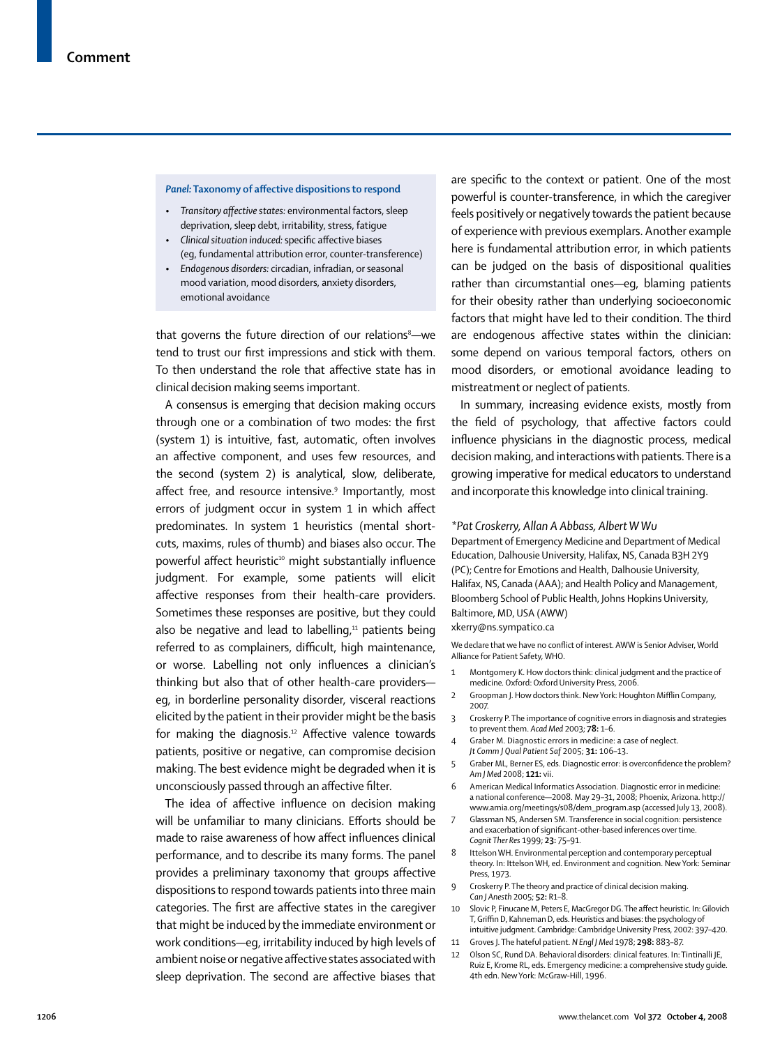**Panel: Taxonomy of affective dispositions to respond**

- *Transitory affective states:* environmental factors, sleep deprivation, sleep debt, irritability, stress, fatigue
- *Clinical situation induced:* specific affective biases (eg, fundamental attribution error, counter-transference)
- *Endogenous disorders:* circadian, infradian, or seasonal mood variation, mood disorders, anxiety disorders, emotional avoidance

that governs the future direction of our relations[8]—we tend to trust our first impressions and stick with them. To then understand the role that affective state has in clinical decision making seems important.

A consensus is emerging that decision making occurs through one or a combination of two modes: the first (system 1) is intuitive, fast, automatic, often involves an affective component, and uses few resources, and the second (system 2) is analytical, slow, deliberate, affect free, and resource intensive.[9] Importantly, most errors of judgment occur in system 1 in which affect predominates. In system 1 heuristics (mental short-cuts, maxims, rules of thumb) and biases also occur. The powerful affect heuristic[10] might substantially influence judgment. For example, some patients will elicit affective responses from their health-care providers. Sometimes these responses are positive, but they could also be negative and lead to labelling,[11] patients being referred to as complainers, difficult, high maintenance, or worse. Labelling not only influences a clinician's thinking but also that of other health-care providers—eg, in borderline personality disorder, visceral reactions elicited by the patient in their provider might be the basis for making the diagnosis.[12] Affective valence towards patients, positive or negative, can compromise decision making. The best evidence might be degraded when it is unconsciously passed through an affective filter.

The idea of affective influence on decision making will be unfamiliar to many clinicians. Efforts should be made to raise awareness of how affect influences clinical performance, and to describe its many forms. The panel provides a preliminary taxonomy that groups affective dispositions to respond towards patients into three main categories. The first are affective states in the caregiver that might be induced by the immediate environment or work conditions—eg, irritability induced by high levels of ambient noise or negative affective states associated with sleep deprivation. The second are affective biases that are specific to the context or patient. One of the most powerful is counter-transference, in which the caregiver feels positively or negatively towards the patient because of experience with previous exemplars. Another example here is fundamental attribution error, in which patients can be judged on the basis of dispositional qualities rather than circumstantial ones—eg, blaming patients for their obesity rather than underlying socioeconomic factors that might have led to their condition. The third are endogenous affective states within the clinician: some depend on various temporal factors, others on mood disorders, or emotional avoidance leading to mistreatment or neglect of patients.

In summary, increasing evidence exists, mostly from the field of psychology, that affective factors could influence physicians in the diagnostic process, medical decision making, and interactions with patients. There is a growing imperative for medical educators to understand and incorporate this knowledge into clinical training.

*\*Pat Croskerry, Allan A Abbass, Albert W Wu*

Department of Emergency Medicine and Department of Medical Education, Dalhousie University, Halifax, NS, Canada B3H 2Y9 (PC); Centre for Emotions and Health, Dalhousie University, Halifax, NS, Canada (AAA); and Health Policy and Management, Bloomberg School of Public Health, Johns Hopkins University, Baltimore, MD, USA (AWW)
xkerry@ns.sympatico.ca

We declare that we have no conflict of interest. AWW is Senior Adviser, World Alliance for Patient Safety, WHO.

1. Montgomery K. How doctors think: clinical judgment and the practice of medicine. Oxford: Oxford University Press, 2006.
2. Groopman J. How doctors think. New York: Houghton Mifflin Company, 2007.
3. Croskerry P. The importance of cognitive errors in diagnosis and strategies to prevent them. *Acad Med* 2003; **78:** 1–6.
4. Graber M. Diagnostic errors in medicine: a case of neglect. *Jt Comm J Qual Patient Saf* 2005; **31:** 106–13.
5. Graber ML, Berner ES, eds. Diagnostic error: is overconfidence the problem? *Am J Med* 2008; **121:** vii.
6. American Medical Informatics Association. Diagnostic error in medicine: a national conference—2008. May 29–31, 2008; Phoenix, Arizona. http://www.amia.org/meetings/s08/dem_program.asp (accessed July 13, 2008).
7. Glassman NS, Andersen SM. Transference in social cognition: persistence and exacerbation of significant-other-based inferences over time. *Cognit Ther Res* 1999; **23:** 75–91.
8. Ittelson WH. Environmental perception and contemporary perceptual theory. In: Ittelson WH, ed. Environment and cognition. New York: Seminar Press, 1973.
9. Croskerry P. The theory and practice of clinical decision making. *Can J Anesth* 2005; **52:** R1–8.
10. Slovic P, Finucane M, Peters E, MacGregor DG. The affect heuristic. In: Gilovich T, Griffin D, Kahneman D, eds. Heuristics and biases: the psychology of intuitive judgment. Cambridge: Cambridge University Press, 2002: 397–420.
11. Groves J. The hateful patient. *N Engl J Med* 1978; **298:** 883–87.
12. Olson SC, Rund DA. Behavioral disorders: clinical features. In: Tintinalli JE, Ruiz E, Krome RL, eds. Emergency medicine: a comprehensive study guide. 4th edn. New York: McGraw-Hill, 1996.